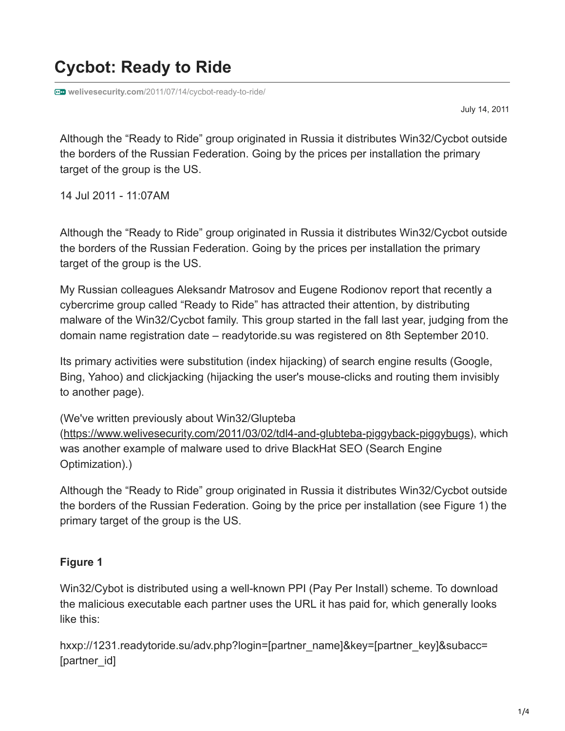# Cycbot: Ready to Ride

welivesecurity.com/2011/07/14/cycbot-ready-to-ride/

July 14, 2011

Although the “Ready to Ride” group originated in Russia it distributes Win32/Cycbot outside the borders of the Russian Federation. Going by the prices per installation the primary target of the group is the US.

14 Jul 2011 - 11:07AM

Although the “Ready to Ride” group originated in Russia it distributes Win32/Cycbot outside the borders of the Russian Federation. Going by the prices per installation the primary target of the group is the US.

My Russian colleagues Aleksandr Matrosov and Eugene Rodionov report that recently a cybercrime group called “Ready to Ride” has attracted their attention, by distributing malware of the Win32/Cycbot family. This group started in the fall last year, judging from the domain name registration date – readytoride.su was registered on 8th September 2010.

Its primary activities were substitution (index hijacking) of search engine results (Google, Bing, Yahoo) and clickjacking (hijacking the user's mouse-clicks and routing them invisibly to another page).

(We've written previously about Win32/Glupteba (https://www.welivesecurity.com/2011/03/02/tdl4-and-glubteba-piggyback-piggybugs), which was another example of malware used to drive BlackHat SEO (Search Engine Optimization).)

Although the “Ready to Ride” group originated in Russia it distributes Win32/Cycbot outside the borders of the Russian Federation. Going by the price per installation (see Figure 1) the primary target of the group is the US.

**Figure 1**

Win32/Cybot is distributed using a well-known PPI (Pay Per Install) scheme. To download the malicious executable each partner uses the URL it has paid for, which generally looks like this:

hxxp://1231.readytoride.su/adv.php?login=[partner_name]&key=[partner_key]&subacc=[partner_id]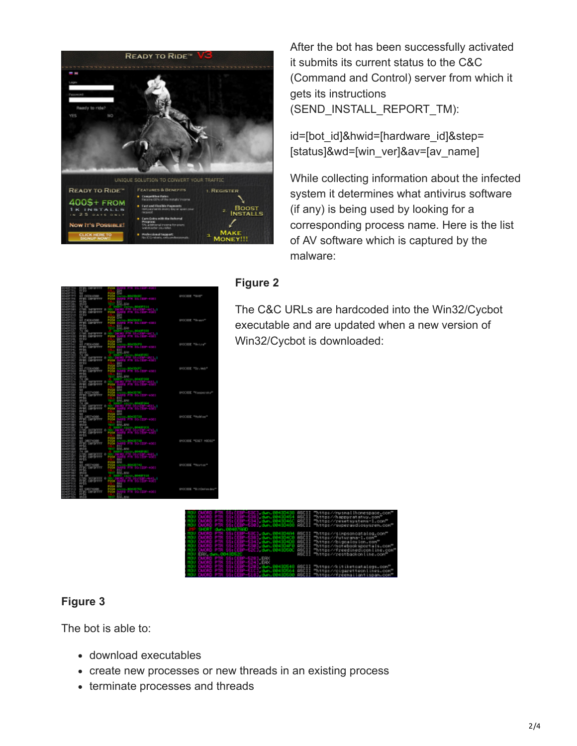After the bot has been successfully activated it submits its current status to the C&C (Command and Control) server from which it gets its instructions (SEND_INSTALL_REPORT_TM):

id=[bot_id]&hwid=[hardware_id]&step=[status]&wd=[win_ver]&av=[av_name]

While collecting information about the infected system it determines what antivirus software (if any) is being used by looking for a corresponding process name. Here is the list of AV software which is captured by the malware:

**Figure 2**

The C&C URLs are hardcoded into the Win32/Cycbot executable and are updated when a new version of Win32/Cycbot is downloaded:

**Figure 3**

The bot is able to:

- download executables
- create new processes or new threads in an existing process
- terminate processes and threads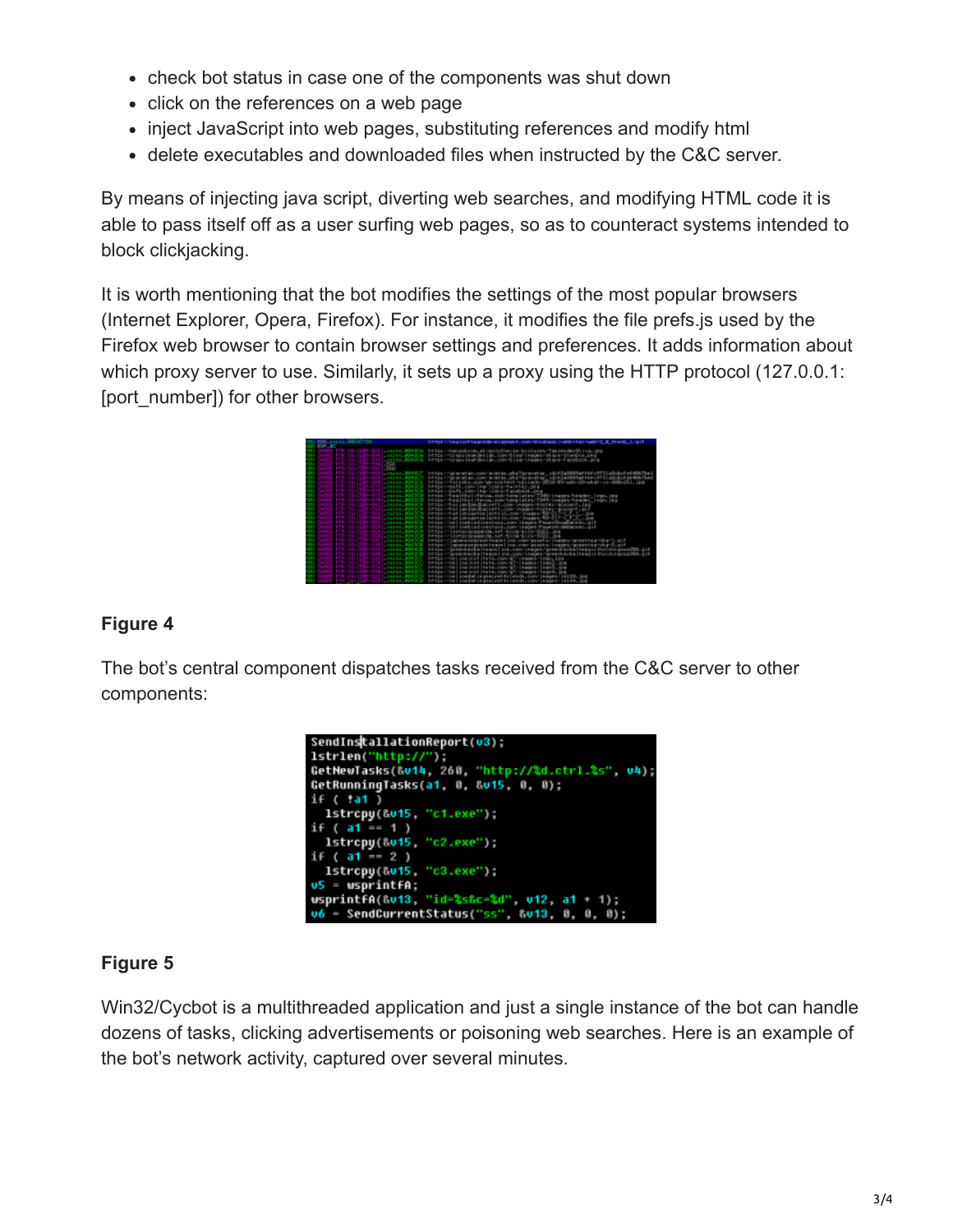- check bot status in case one of the components was shut down
- click on the references on a web page
- inject JavaScript into web pages, substituting references and modify html
- delete executables and downloaded files when instructed by the C&C server.

By means of injecting java script, diverting web searches, and modifying HTML code it is able to pass itself off as a user surfing web pages, so as to counteract systems intended to block clickjacking.

It is worth mentioning that the bot modifies the settings of the most popular browsers (Internet Explorer, Opera, Firefox). For instance, it modifies the file prefs.js used by the Firefox web browser to contain browser settings and preferences. It adds information about which proxy server to use. Similarly, it sets up a proxy using the HTTP protocol (127.0.0.1:[port_number]) for other browsers.

**Figure 4**

The bot's central component dispatches tasks received from the C&C server to other components:

```
SendInstallationReport(v3);
lstrlen("http://");
GetNewTasks(&v14, 260, "http://%d.ctrl.%s", v4);
GetRunningTasks(a1, 0, &v15, 0, 0);
if ( !a1 )
  lstrcpy(&v15, "c1.exe");
if ( a1 == 1 )
  lstrcpy(&v15, "c2.exe");
if ( a1 == 2 )
  lstrcpy(&v15, "c3.exe");
v5 = wsprintfA;
wsprintfA(&v13, "id=%s&c=%d", v12, a1 + 1);
v6 = SendCurrentStatus("ss", &v13, 0, 0, 0);
```

**Figure 5**

Win32/Cycbot is a multithreaded application and just a single instance of the bot can handle dozens of tasks, clicking advertisements or poisoning web searches. Here is an example of the bot's network activity, captured over several minutes.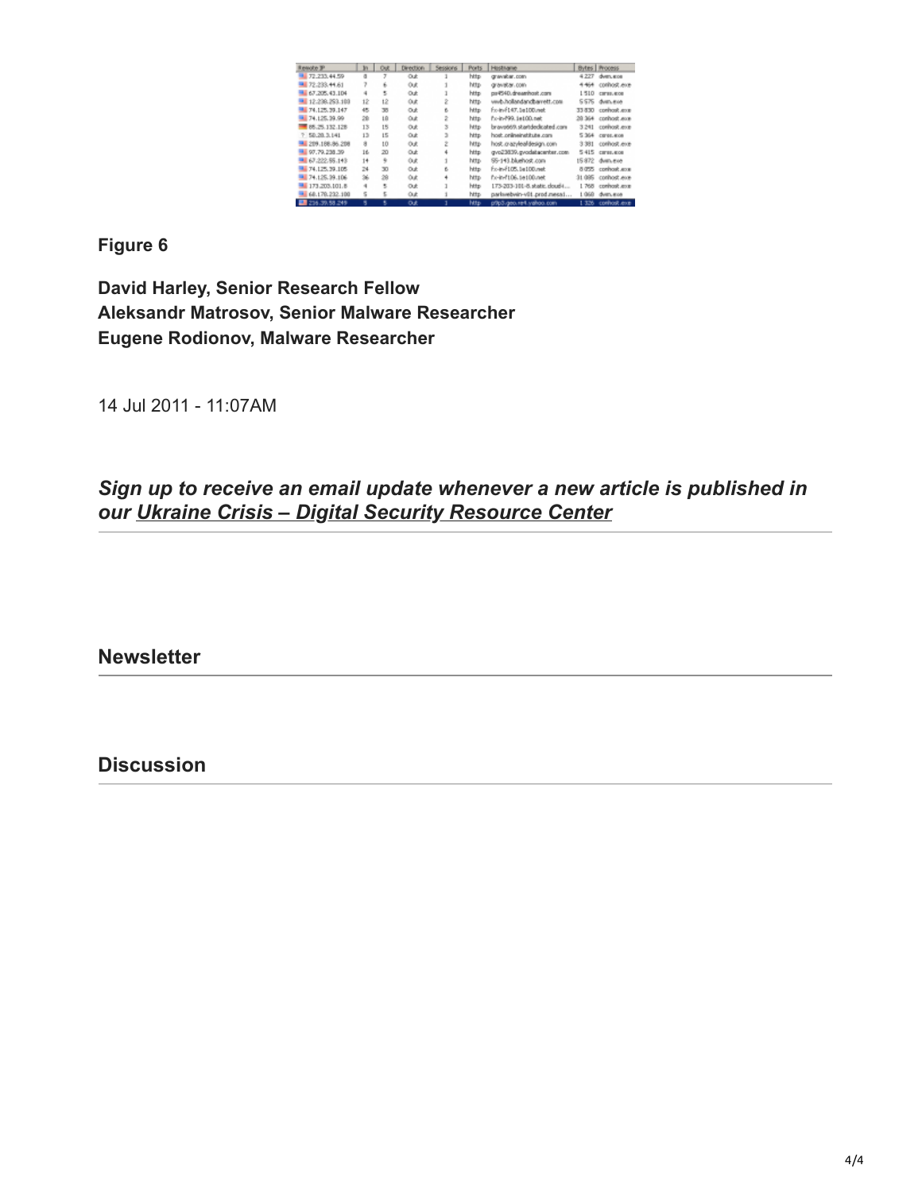| Remote IP | In | Out | Direction | Sessions | Ports | Hostname | Bytes | Process |
|---|---|---|---|---|---|---|---|---|
| 72.233.44.59 | 8 | 7 | Out | 1 | http | gravatar.com | 4 227 | dwm.exe |
| 72.233.44.61 | 7 | 6 | Out | 1 | http | gravatar.com | 4 464 | conhost.exe |
| 67.205.43.104 | 4 | 5 | Out | 1 | http | ps4540.dreamhost.com | 1 510 | csrss.exe |
| 12.230.253.103 | 12 | 12 | Out | 2 | http | web.hollandandbarrett.com | 5 575 | dwm.exe |
| 74.125.39.147 | 45 | 38 | Out | 6 | http | fx-in-f147.1e100.net | 33 830 | conhost.exe |
| 74.125.39.99 | 28 | 18 | Out | 2 | http | fx-in-f99.1e100.net | 28 364 | conhost.exe |
| 85.25.132.128 | 13 | 15 | Out | 3 | http | bravo669.startdedicated.com | 3 241 | conhost.exe |
| 50.28.3.141 | 13 | 15 | Out | 3 | http | host.onlineinstitute.com | 5 364 | csrss.exe |
| 209.188.86.208 | 8 | 10 | Out | 2 | http | host.crazyleafdesign.com | 3 381 | conhost.exe |
| 97.79.238.39 | 16 | 20 | Out | 4 | http | gvo23839.gvodatacenter.com | 5 415 | csrss.exe |
| 67.222.55.143 | 14 | 9 | Out | 1 | http | 55-143.bluehost.com | 15 872 | dwm.exe |
| 74.125.39.105 | 24 | 30 | Out | 6 | http | fx-in-f105.1e100.net | 8 055 | conhost.exe |
| 74.125.39.106 | 36 | 28 | Out | 4 | http | fx-in-f106.1e100.net | 31 085 | conhost.exe |
| 173.203.101.8 | 4 | 5 | Out | 1 | http | 173-203-101-8.static.cloud-i... | 1 768 | conhost.exe |
| 68.178.232.100 | 5 | 5 | Out | 1 | http | parkwebwin-v01.prod.mesa1... | 1 068 | dwm.exe |
| 216.39.58.249 | 5 | 5 | Out | 1 | http | p9p3.geo.re4.yahoo.com | 1 326 | conhost.exe |

**Figure 6**

**David Harley, Senior Research Fellow**
**Aleksandr Matrosov, Senior Malware Researcher**
**Eugene Rodionov, Malware Researcher**

14 Jul 2011 - 11:07AM

***Sign up to receive an email update whenever a new article is published in our Ukraine Crisis – Digital Security Resource Center***

## Newsletter

## Discussion